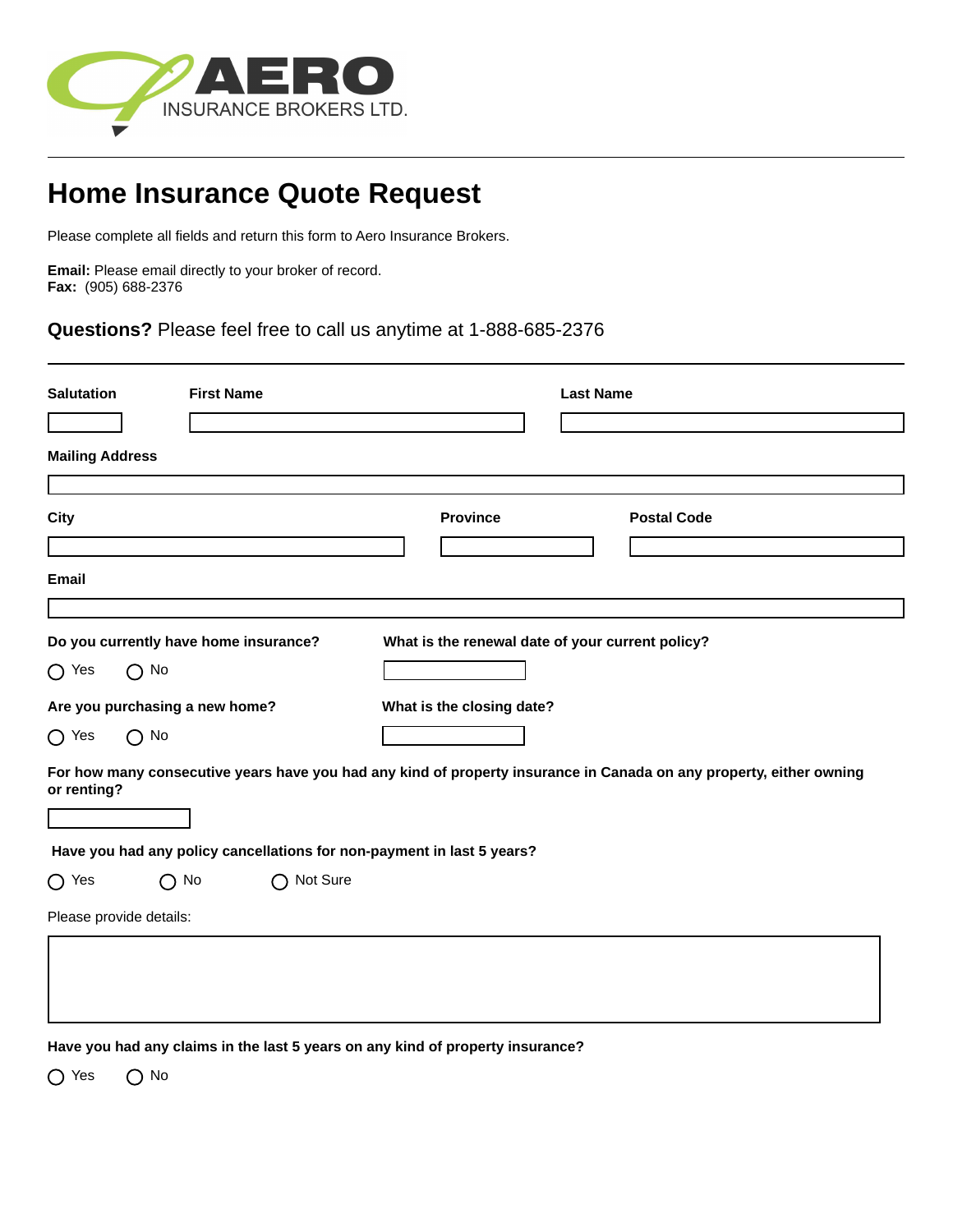AERO INSURANCE BROKERS LTD.

# Home Insurance Quote Request

Please complete all fields and return this form to Aero Insurance Brokers.

**Email:** Please email directly to your broker of record.
**Fax:** (905) 688-2376

**Questions?** Please feel free to call us anytime at 1-888-685-2376

**Salutation** **First Name** **Last Name**

**Mailing Address**

**City** **Province** **Postal Code**

**Email**

**Do you currently have home insurance?**

◯ Yes ◯ No

**What is the renewal date of your current policy?**

**Are you purchasing a new home?**

◯ Yes ◯ No

**What is the closing date?**

**For how many consecutive years have you had any kind of property insurance in Canada on any property, either owning or renting?**

**Have you had any policy cancellations for non-payment in last 5 years?**

◯ Yes ◯ No ◯ Not Sure

Please provide details:

**Have you had any claims in the last 5 years on any kind of property insurance?**

◯ Yes ◯ No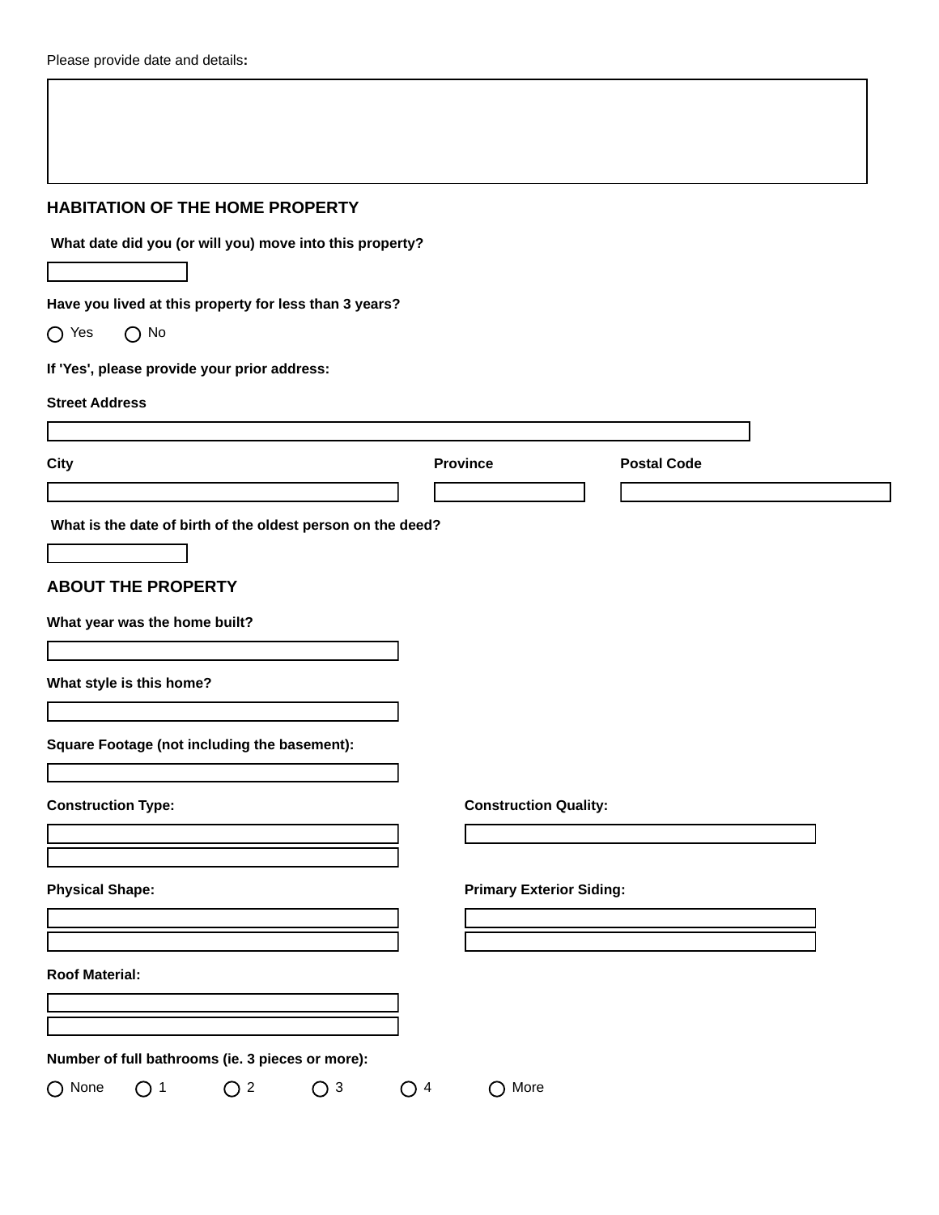Please provide date and details:

## HABITATION OF THE HOME PROPERTY

**What date did you (or will you) move into this property?**

**Have you lived at this property for less than 3 years?**

○ Yes ○ No

**If 'Yes', please provide your prior address:**

**Street Address**

**City** **Province** **Postal Code**

**What is the date of birth of the oldest person on the deed?**

## ABOUT THE PROPERTY

**What year was the home built?**

**What style is this home?**

**Square Footage (not including the basement):**

**Construction Type:**

**Construction Quality:**

**Physical Shape:**

**Primary Exterior Siding:**

**Roof Material:**

**Number of full bathrooms (ie. 3 pieces or more):**

○ None ○ 1 ○ 2 ○ 3 ○ 4 ○ More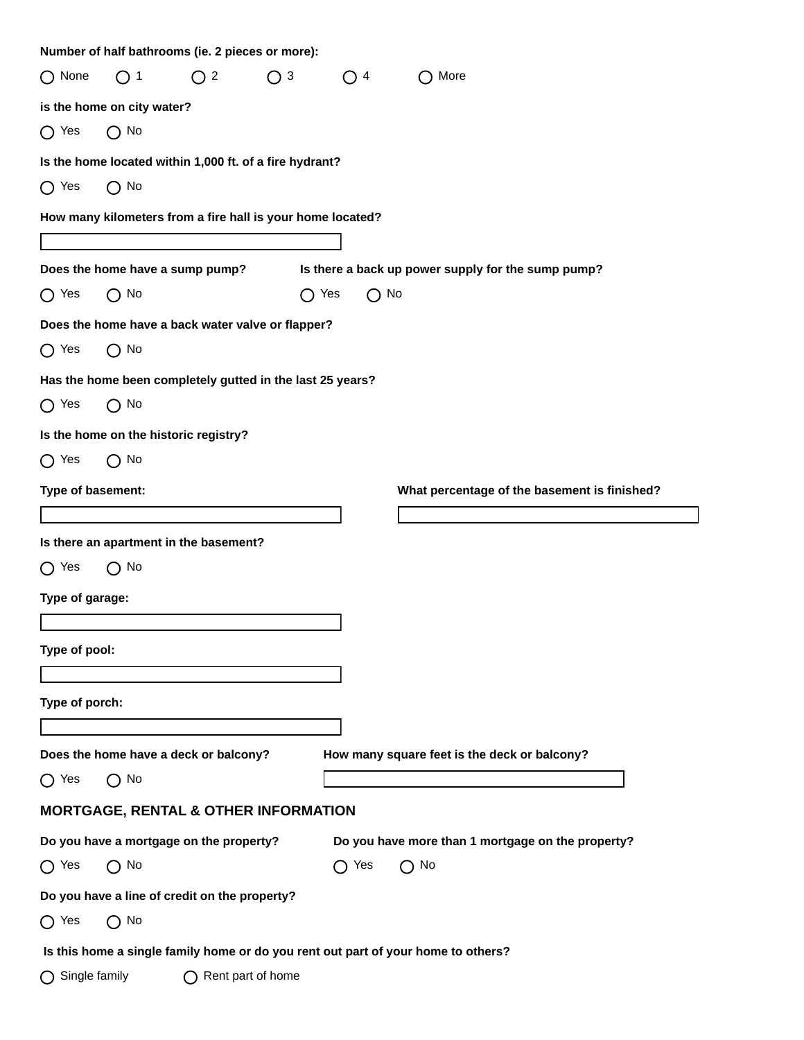**Number of half bathrooms (ie. 2 pieces or more):**

◯ None ◯ 1 ◯ 2 ◯ 3 ◯ 4 ◯ More

**is the home on city water?**

◯ Yes ◯ No

**Is the home located within 1,000 ft. of a fire hydrant?**

◯ Yes ◯ No

**How many kilometers from a fire hall is your home located?**

\_\_\_\_\_\_\_\_\_\_\_\_\_\_\_\_\_\_\_\_

**Does the home have a sump pump?**

◯ Yes ◯ No

**Is there a back up power supply for the sump pump?**

◯ Yes ◯ No

**Does the home have a back water valve or flapper?**

◯ Yes ◯ No

**Has the home been completely gutted in the last 25 years?**

◯ Yes ◯ No

**Is the home on the historic registry?**

◯ Yes ◯ No

**Type of basement:**

\_\_\_\_\_\_\_\_\_\_\_\_\_\_\_\_\_\_\_\_

**What percentage of the basement is finished?**

\_\_\_\_\_\_\_\_\_\_\_\_\_\_\_\_\_\_\_\_

**Is there an apartment in the basement?**

◯ Yes ◯ No

**Type of garage:**

\_\_\_\_\_\_\_\_\_\_\_\_\_\_\_\_\_\_\_\_

**Type of pool:**

\_\_\_\_\_\_\_\_\_\_\_\_\_\_\_\_\_\_\_\_

**Type of porch:**

\_\_\_\_\_\_\_\_\_\_\_\_\_\_\_\_\_\_\_\_

**Does the home have a deck or balcony?**

◯ Yes ◯ No

**How many square feet is the deck or balcony?**

\_\_\_\_\_\_\_\_\_\_\_\_\_\_\_\_\_\_\_\_

## MORTGAGE, RENTAL & OTHER INFORMATION

**Do you have a mortgage on the property?**

◯ Yes ◯ No

**Do you have more than 1 mortgage on the property?**

◯ Yes ◯ No

**Do you have a line of credit on the property?**

◯ Yes ◯ No

**Is this home a single family home or do you rent out part of your home to others?**

◯ Single family ◯ Rent part of home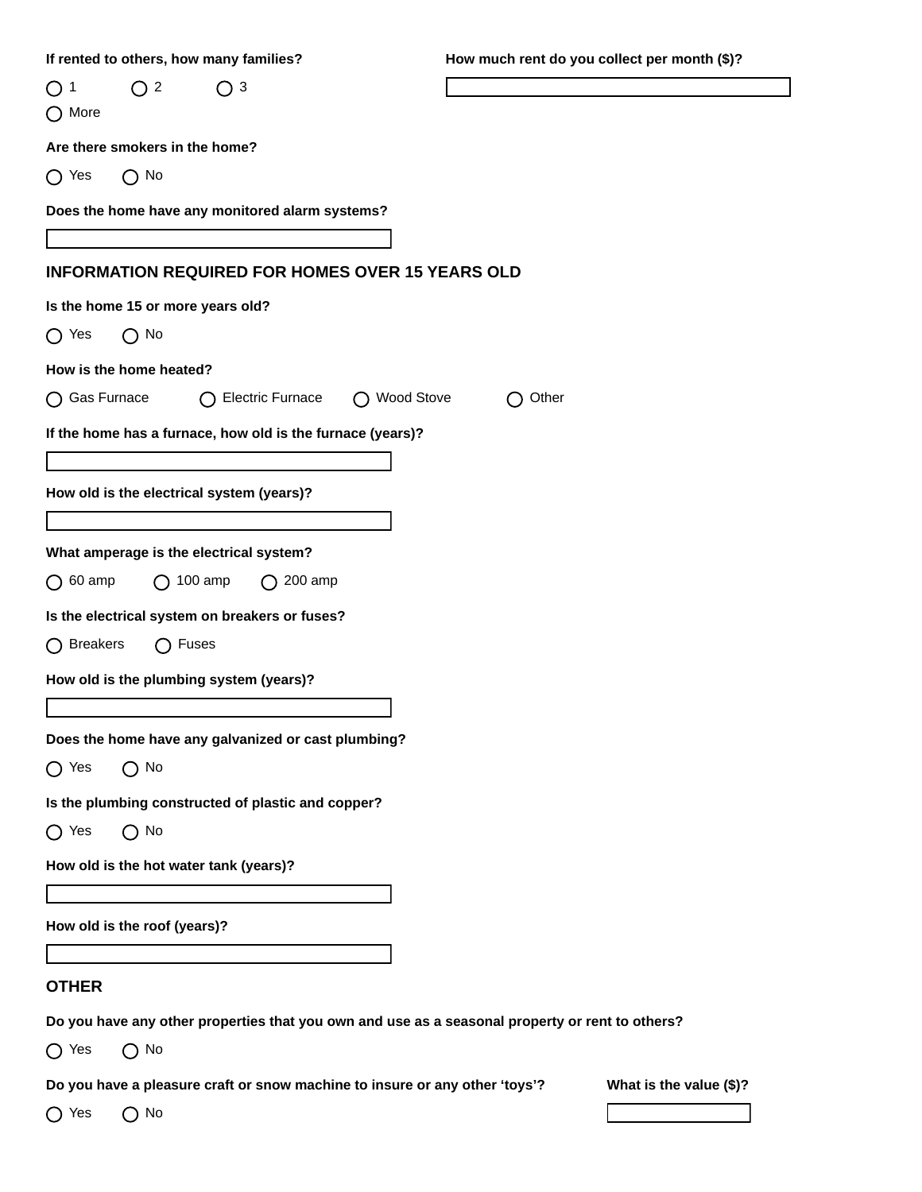**If rented to others, how many families?**

◯ 1 ◯ 2 ◯ 3
◯ More

**How much rent do you collect per month ($)?**

[ ]

**Are there smokers in the home?**

◯ Yes ◯ No

**Does the home have any monitored alarm systems?**

[ ]

## INFORMATION REQUIRED FOR HOMES OVER 15 YEARS OLD

**Is the home 15 or more years old?**

◯ Yes ◯ No

**How is the home heated?**

◯ Gas Furnace ◯ Electric Furnace ◯ Wood Stove ◯ Other

**If the home has a furnace, how old is the furnace (years)?**

[ ]

**How old is the electrical system (years)?**

[ ]

**What amperage is the electrical system?**

◯ 60 amp ◯ 100 amp ◯ 200 amp

**Is the electrical system on breakers or fuses?**

◯ Breakers ◯ Fuses

**How old is the plumbing system (years)?**

[ ]

**Does the home have any galvanized or cast plumbing?**

◯ Yes ◯ No

**Is the plumbing constructed of plastic and copper?**

◯ Yes ◯ No

**How old is the hot water tank (years)?**

[ ]

**How old is the roof (years)?**

[ ]

## OTHER

**Do you have any other properties that you own and use as a seasonal property or rent to others?**

◯ Yes ◯ No

**Do you have a pleasure craft or snow machine to insure or any other 'toys'?**

◯ Yes ◯ No

**What is the value ($)?**

[ ]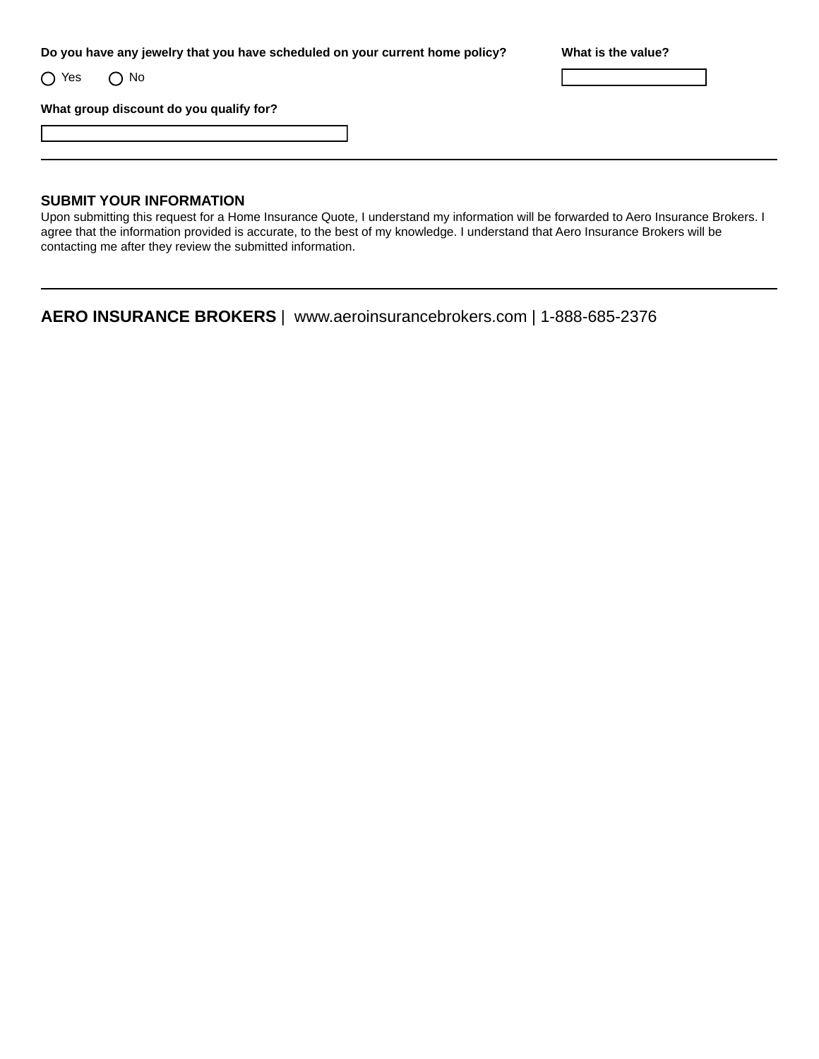**Do you have any jewelry that you have scheduled on your current home policy?**

○ Yes ○ No

**What is the value?**

**What group discount do you qualify for?**

---

## SUBMIT YOUR INFORMATION

Upon submitting this request for a Home Insurance Quote, I understand my information will be forwarded to Aero Insurance Brokers. I agree that the information provided is accurate, to the best of my knowledge. I understand that Aero Insurance Brokers will be contacting me after they review the submitted information.

---

**AERO INSURANCE BROKERS** | www.aeroinsurancebrokers.com | 1-888-685-2376